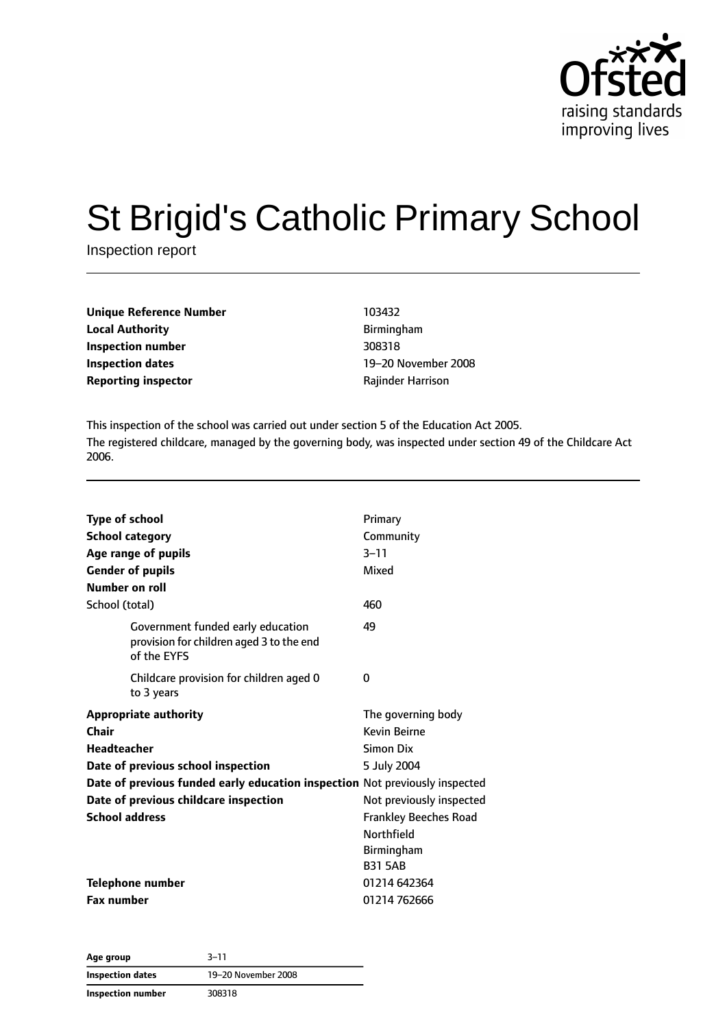# St Brigid's Catholic Primary School

Inspection report

| | |
|---|---|
| **Unique Reference Number** | 103432 |
| **Local Authority** | Birmingham |
| **Inspection number** | 308318 |
| **Inspection dates** | 19–20 November 2008 |
| **Reporting inspector** | Rajinder Harrison |

This inspection of the school was carried out under section 5 of the Education Act 2005.

The registered childcare, managed by the governing body, was inspected under section 49 of the Childcare Act 2006.

| | |
|---|---|
| **Type of school** | Primary |
| **School category** | Community |
| **Age range of pupils** | 3–11 |
| **Gender of pupils** | Mixed |
| **Number on roll** | |
| School (total) | 460 |
| Government funded early education provision for children aged 3 to the end of the EYFS | 49 |
| Childcare provision for children aged 0 to 3 years | 0 |
| **Appropriate authority** | The governing body |
| **Chair** | Kevin Beirne |
| **Headteacher** | Simon Dix |
| **Date of previous school inspection** | 5 July 2004 |
| **Date of previous funded early education inspection** | Not previously inspected |
| **Date of previous childcare inspection** | Not previously inspected |
| **School address** | Frankley Beeches Road<br>Northfield<br>Birmingham<br>B31 5AB |
| **Telephone number** | 01214 642364 |
| **Fax number** | 01214 762666 |

| | |
|---|---|
| **Age group** | 3–11 |
| **Inspection dates** | 19–20 November 2008 |
| **Inspection number** | 308318 |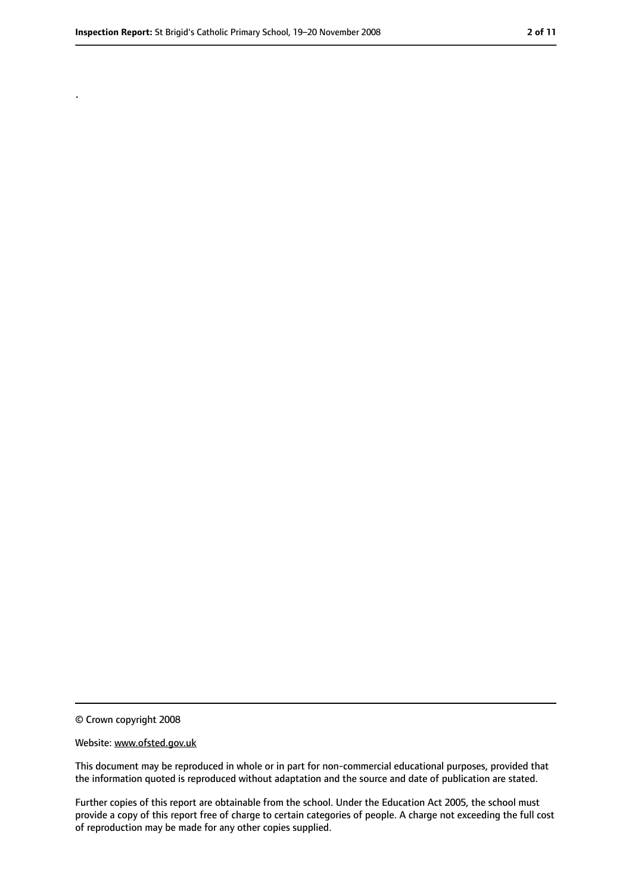.

© Crown copyright 2008

Website: www.ofsted.gov.uk

This document may be reproduced in whole or in part for non-commercial educational purposes, provided that the information quoted is reproduced without adaptation and the source and date of publication are stated.

Further copies of this report are obtainable from the school. Under the Education Act 2005, the school must provide a copy of this report free of charge to certain categories of people. A charge not exceeding the full cost of reproduction may be made for any other copies supplied.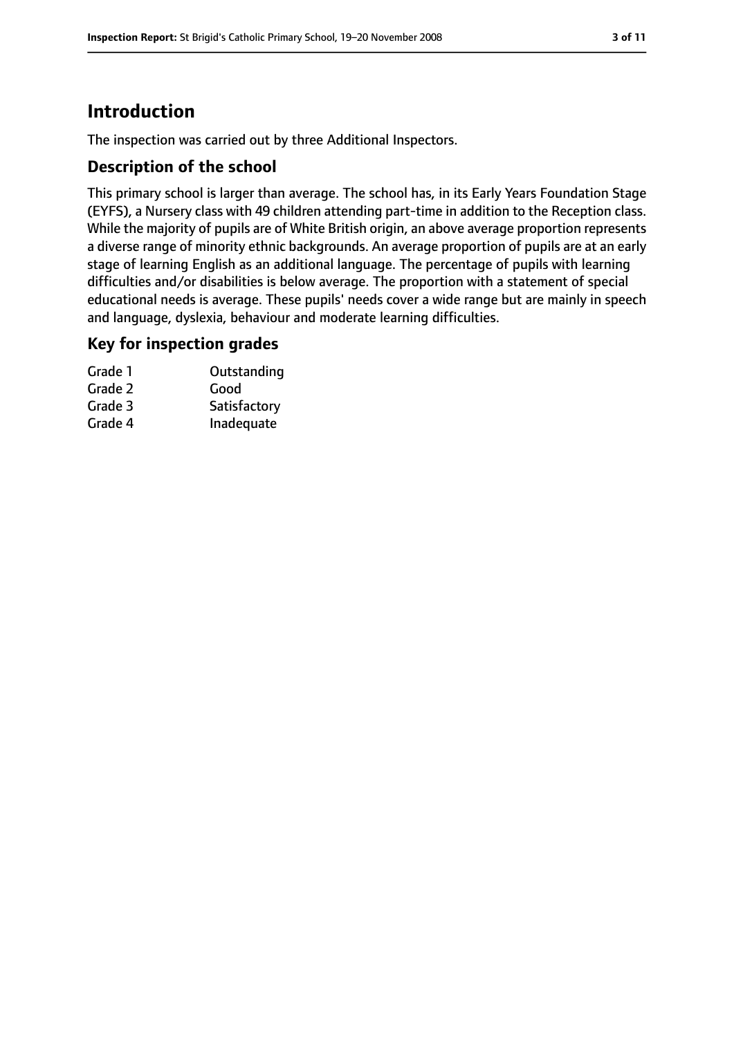# Introduction

The inspection was carried out by three Additional Inspectors.

## Description of the school

This primary school is larger than average. The school has, in its Early Years Foundation Stage (EYFS), a Nursery class with 49 children attending part-time in addition to the Reception class. While the majority of pupils are of White British origin, an above average proportion represents a diverse range of minority ethnic backgrounds. An average proportion of pupils are at an early stage of learning English as an additional language. The percentage of pupils with learning difficulties and/or disabilities is below average. The proportion with a statement of special educational needs is average. These pupils' needs cover a wide range but are mainly in speech and language, dyslexia, behaviour and moderate learning difficulties.

## Key for inspection grades

| | |
|---|---|
| Grade 1 | Outstanding |
| Grade 2 | Good |
| Grade 3 | Satisfactory |
| Grade 4 | Inadequate |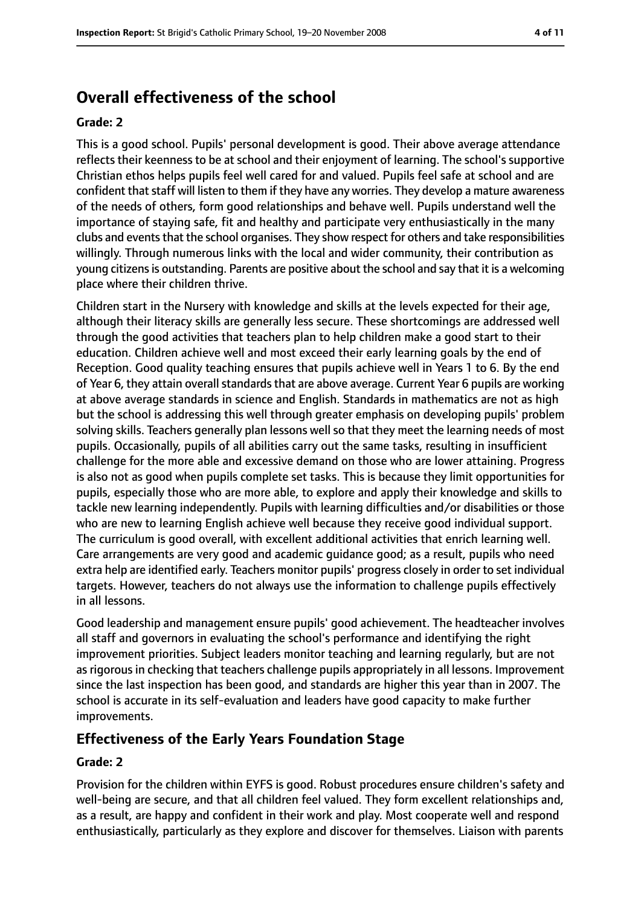## Overall effectiveness of the school

### Grade: 2

This is a good school. Pupils' personal development is good. Their above average attendance reflects their keenness to be at school and their enjoyment of learning. The school's supportive Christian ethos helps pupils feel well cared for and valued. Pupils feel safe at school and are confident that staff will listen to them if they have any worries. They develop a mature awareness of the needs of others, form good relationships and behave well. Pupils understand well the importance of staying safe, fit and healthy and participate very enthusiastically in the many clubs and events that the school organises. They show respect for others and take responsibilities willingly. Through numerous links with the local and wider community, their contribution as young citizens is outstanding. Parents are positive about the school and say that it is a welcoming place where their children thrive.

Children start in the Nursery with knowledge and skills at the levels expected for their age, although their literacy skills are generally less secure. These shortcomings are addressed well through the good activities that teachers plan to help children make a good start to their education. Children achieve well and most exceed their early learning goals by the end of Reception. Good quality teaching ensures that pupils achieve well in Years 1 to 6. By the end of Year 6, they attain overall standards that are above average. Current Year 6 pupils are working at above average standards in science and English. Standards in mathematics are not as high but the school is addressing this well through greater emphasis on developing pupils' problem solving skills. Teachers generally plan lessons well so that they meet the learning needs of most pupils. Occasionally, pupils of all abilities carry out the same tasks, resulting in insufficient challenge for the more able and excessive demand on those who are lower attaining. Progress is also not as good when pupils complete set tasks. This is because they limit opportunities for pupils, especially those who are more able, to explore and apply their knowledge and skills to tackle new learning independently. Pupils with learning difficulties and/or disabilities or those who are new to learning English achieve well because they receive good individual support. The curriculum is good overall, with excellent additional activities that enrich learning well. Care arrangements are very good and academic guidance good; as a result, pupils who need extra help are identified early. Teachers monitor pupils' progress closely in order to set individual targets. However, teachers do not always use the information to challenge pupils effectively in all lessons.

Good leadership and management ensure pupils' good achievement. The headteacher involves all staff and governors in evaluating the school's performance and identifying the right improvement priorities. Subject leaders monitor teaching and learning regularly, but are not as rigorous in checking that teachers challenge pupils appropriately in all lessons. Improvement since the last inspection has been good, and standards are higher this year than in 2007. The school is accurate in its self-evaluation and leaders have good capacity to make further improvements.

## Effectiveness of the Early Years Foundation Stage

### Grade: 2

Provision for the children within EYFS is good. Robust procedures ensure children's safety and well-being are secure, and that all children feel valued. They form excellent relationships and, as a result, are happy and confident in their work and play. Most cooperate well and respond enthusiastically, particularly as they explore and discover for themselves. Liaison with parents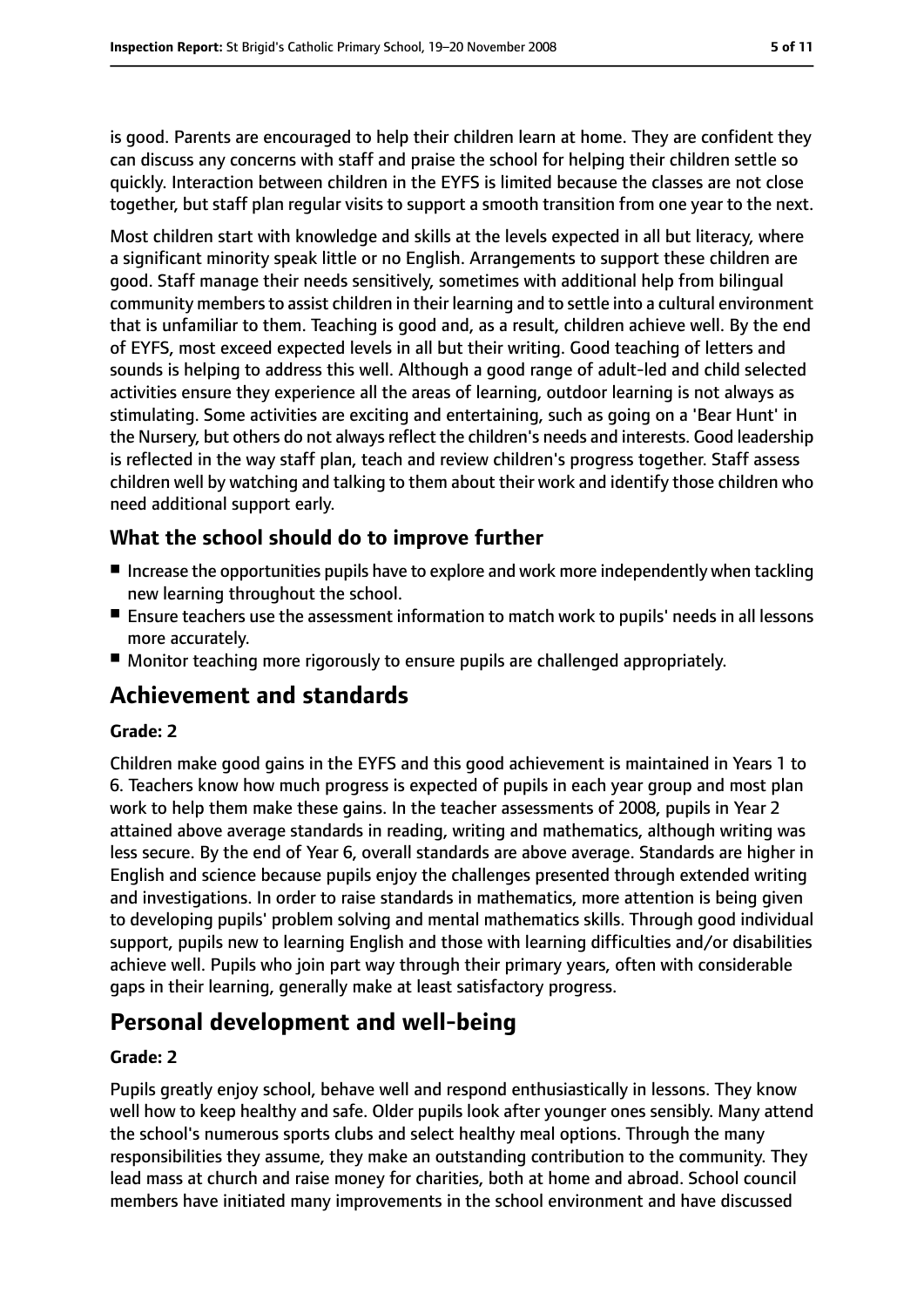is good. Parents are encouraged to help their children learn at home. They are confident they can discuss any concerns with staff and praise the school for helping their children settle so quickly. Interaction between children in the EYFS is limited because the classes are not close together, but staff plan regular visits to support a smooth transition from one year to the next.

Most children start with knowledge and skills at the levels expected in all but literacy, where a significant minority speak little or no English. Arrangements to support these children are good. Staff manage their needs sensitively, sometimes with additional help from bilingual community members to assist children in their learning and to settle into a cultural environment that is unfamiliar to them. Teaching is good and, as a result, children achieve well. By the end of EYFS, most exceed expected levels in all but their writing. Good teaching of letters and sounds is helping to address this well. Although a good range of adult-led and child selected activities ensure they experience all the areas of learning, outdoor learning is not always as stimulating. Some activities are exciting and entertaining, such as going on a 'Bear Hunt' in the Nursery, but others do not always reflect the children's needs and interests. Good leadership is reflected in the way staff plan, teach and review children's progress together. Staff assess children well by watching and talking to them about their work and identify those children who need additional support early.

### What the school should do to improve further

- Increase the opportunities pupils have to explore and work more independently when tackling new learning throughout the school.
- Ensure teachers use the assessment information to match work to pupils' needs in all lessons more accurately.
- Monitor teaching more rigorously to ensure pupils are challenged appropriately.

## Achievement and standards

**Grade: 2**

Children make good gains in the EYFS and this good achievement is maintained in Years 1 to 6. Teachers know how much progress is expected of pupils in each year group and most plan work to help them make these gains. In the teacher assessments of 2008, pupils in Year 2 attained above average standards in reading, writing and mathematics, although writing was less secure. By the end of Year 6, overall standards are above average. Standards are higher in English and science because pupils enjoy the challenges presented through extended writing and investigations. In order to raise standards in mathematics, more attention is being given to developing pupils' problem solving and mental mathematics skills. Through good individual support, pupils new to learning English and those with learning difficulties and/or disabilities achieve well. Pupils who join part way through their primary years, often with considerable gaps in their learning, generally make at least satisfactory progress.

## Personal development and well-being

**Grade: 2**

Pupils greatly enjoy school, behave well and respond enthusiastically in lessons. They know well how to keep healthy and safe. Older pupils look after younger ones sensibly. Many attend the school's numerous sports clubs and select healthy meal options. Through the many responsibilities they assume, they make an outstanding contribution to the community. They lead mass at church and raise money for charities, both at home and abroad. School council members have initiated many improvements in the school environment and have discussed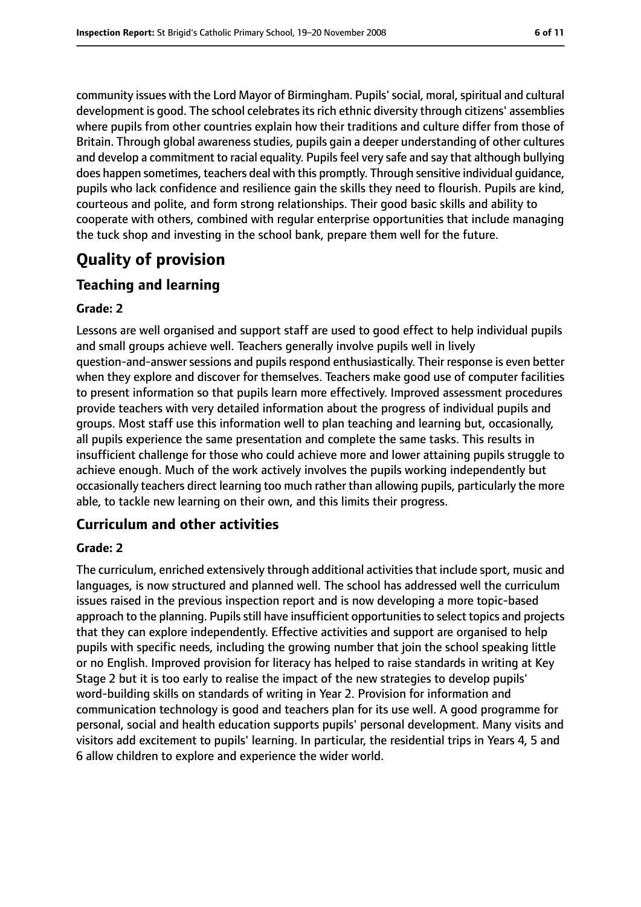community issues with the Lord Mayor of Birmingham. Pupils' social, moral, spiritual and cultural development is good. The school celebrates its rich ethnic diversity through citizens' assemblies where pupils from other countries explain how their traditions and culture differ from those of Britain. Through global awareness studies, pupils gain a deeper understanding of other cultures and develop a commitment to racial equality. Pupils feel very safe and say that although bullying does happen sometimes, teachers deal with this promptly. Through sensitive individual guidance, pupils who lack confidence and resilience gain the skills they need to flourish. Pupils are kind, courteous and polite, and form strong relationships. Their good basic skills and ability to cooperate with others, combined with regular enterprise opportunities that include managing the tuck shop and investing in the school bank, prepare them well for the future.

# Quality of provision

## Teaching and learning

### Grade: 2

Lessons are well organised and support staff are used to good effect to help individual pupils and small groups achieve well. Teachers generally involve pupils well in lively question-and-answer sessions and pupils respond enthusiastically. Their response is even better when they explore and discover for themselves. Teachers make good use of computer facilities to present information so that pupils learn more effectively. Improved assessment procedures provide teachers with very detailed information about the progress of individual pupils and groups. Most staff use this information well to plan teaching and learning but, occasionally, all pupils experience the same presentation and complete the same tasks. This results in insufficient challenge for those who could achieve more and lower attaining pupils struggle to achieve enough. Much of the work actively involves the pupils working independently but occasionally teachers direct learning too much rather than allowing pupils, particularly the more able, to tackle new learning on their own, and this limits their progress.

## Curriculum and other activities

### Grade: 2

The curriculum, enriched extensively through additional activities that include sport, music and languages, is now structured and planned well. The school has addressed well the curriculum issues raised in the previous inspection report and is now developing a more topic-based approach to the planning. Pupils still have insufficient opportunities to select topics and projects that they can explore independently. Effective activities and support are organised to help pupils with specific needs, including the growing number that join the school speaking little or no English. Improved provision for literacy has helped to raise standards in writing at Key Stage 2 but it is too early to realise the impact of the new strategies to develop pupils' word-building skills on standards of writing in Year 2. Provision for information and communication technology is good and teachers plan for its use well. A good programme for personal, social and health education supports pupils' personal development. Many visits and visitors add excitement to pupils' learning. In particular, the residential trips in Years 4, 5 and 6 allow children to explore and experience the wider world.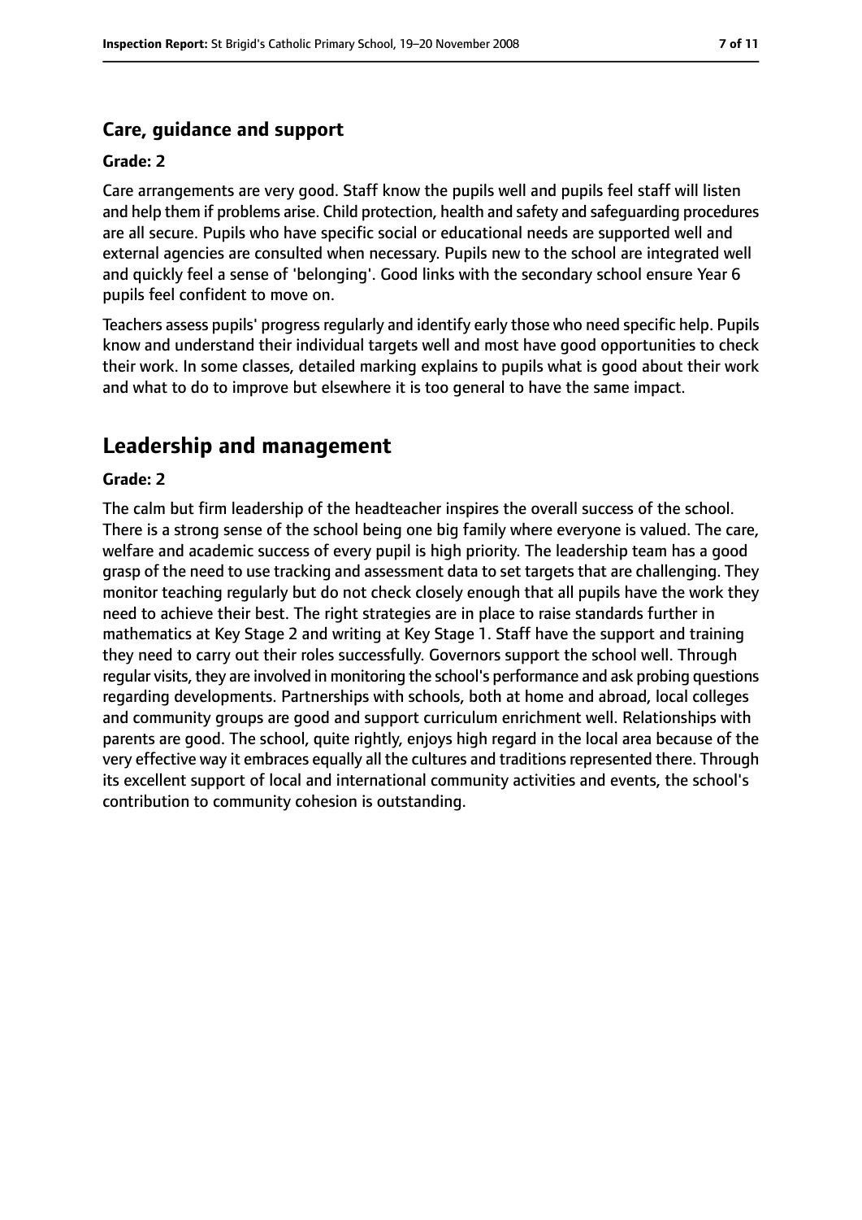### Care, guidance and support

**Grade: 2**

Care arrangements are very good. Staff know the pupils well and pupils feel staff will listen and help them if problems arise. Child protection, health and safety and safeguarding procedures are all secure. Pupils who have specific social or educational needs are supported well and external agencies are consulted when necessary. Pupils new to the school are integrated well and quickly feel a sense of 'belonging'. Good links with the secondary school ensure Year 6 pupils feel confident to move on.

Teachers assess pupils' progress regularly and identify early those who need specific help. Pupils know and understand their individual targets well and most have good opportunities to check their work. In some classes, detailed marking explains to pupils what is good about their work and what to do to improve but elsewhere it is too general to have the same impact.

## Leadership and management

**Grade: 2**

The calm but firm leadership of the headteacher inspires the overall success of the school. There is a strong sense of the school being one big family where everyone is valued. The care, welfare and academic success of every pupil is high priority. The leadership team has a good grasp of the need to use tracking and assessment data to set targets that are challenging. They monitor teaching regularly but do not check closely enough that all pupils have the work they need to achieve their best. The right strategies are in place to raise standards further in mathematics at Key Stage 2 and writing at Key Stage 1. Staff have the support and training they need to carry out their roles successfully. Governors support the school well. Through regular visits, they are involved in monitoring the school's performance and ask probing questions regarding developments. Partnerships with schools, both at home and abroad, local colleges and community groups are good and support curriculum enrichment well. Relationships with parents are good. The school, quite rightly, enjoys high regard in the local area because of the very effective way it embraces equally all the cultures and traditions represented there. Through its excellent support of local and international community activities and events, the school's contribution to community cohesion is outstanding.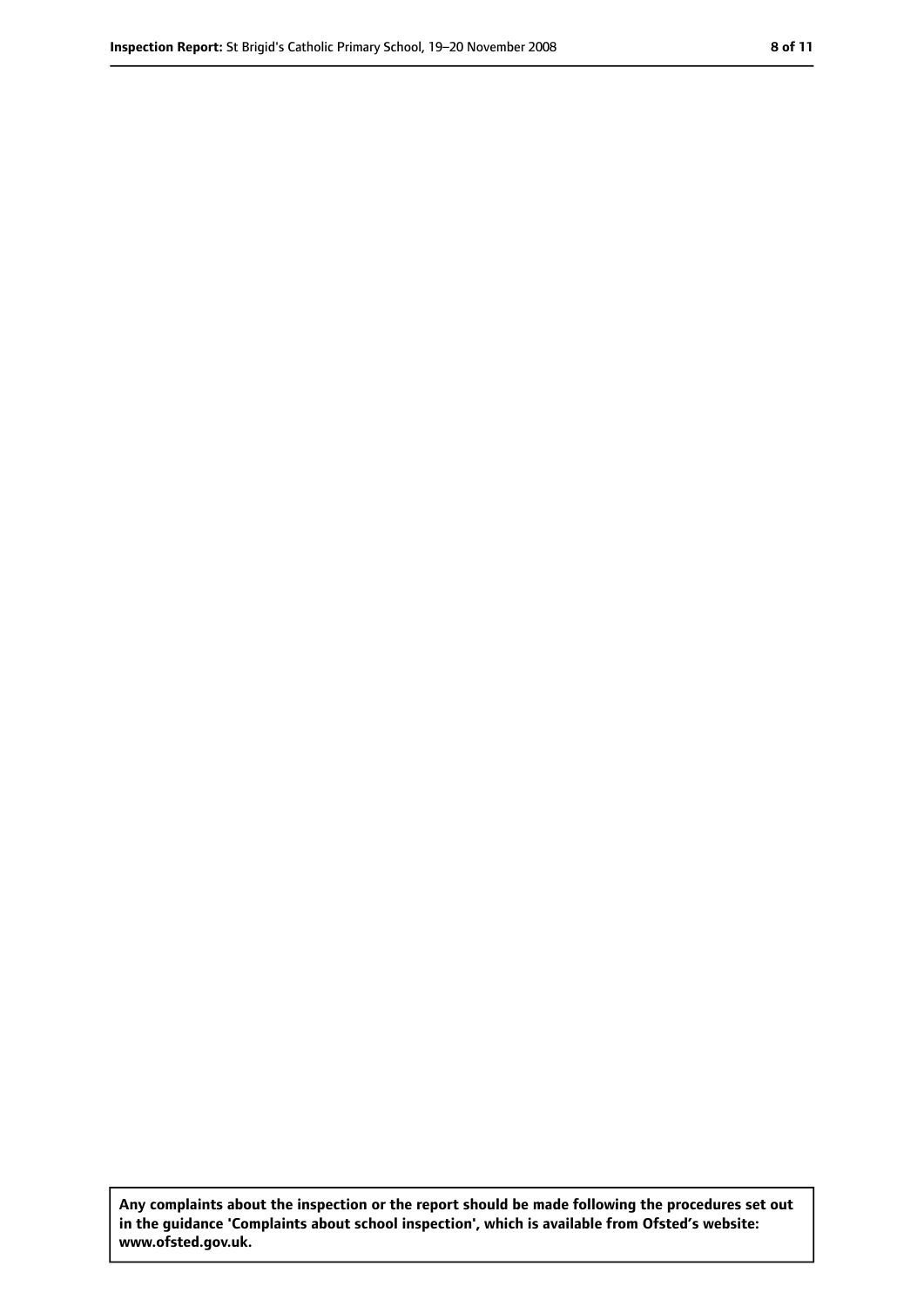Any complaints about the inspection or the report should be made following the procedures set out in the guidance 'Complaints about school inspection', which is available from Ofsted's website: www.ofsted.gov.uk.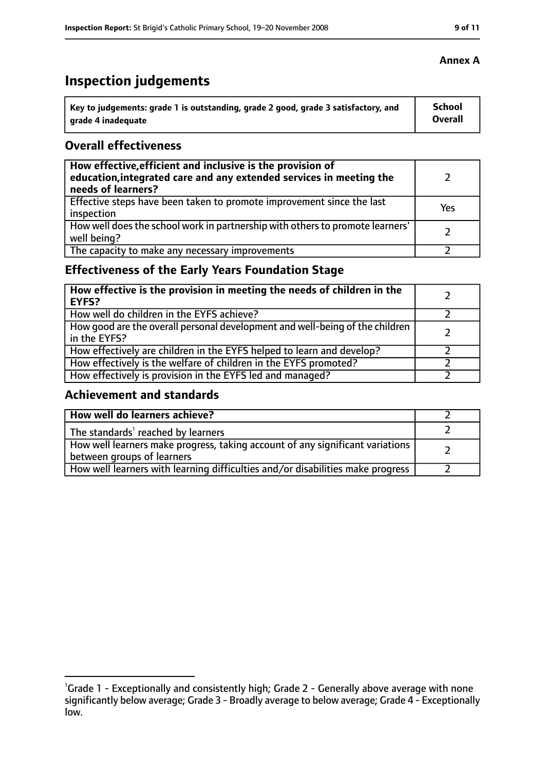**Annex A**

# Inspection judgements

| Key to judgements: grade 1 is outstanding, grade 2 good, grade 3 satisfactory, and grade 4 inadequate | School Overall |
|---|---|

## Overall effectiveness

| | |
|---|---|
| **How effective, efficient and inclusive is the provision of education, integrated care and any extended services in meeting the needs of learners?** | 2 |
| Effective steps have been taken to promote improvement since the last inspection | Yes |
| How well does the school work in partnership with others to promote learners' well being? | 2 |
| The capacity to make any necessary improvements | 2 |

## Effectiveness of the Early Years Foundation Stage

| | |
|---|---|
| **How effective is the provision in meeting the needs of children in the EYFS?** | 2 |
| How well do children in the EYFS achieve? | 2 |
| How good are the overall personal development and well-being of the children in the EYFS? | 2 |
| How effectively are children in the EYFS helped to learn and develop? | 2 |
| How effectively is the welfare of children in the EYFS promoted? | 2 |
| How effectively is provision in the EYFS led and managed? | 2 |

## Achievement and standards

| | |
|---|---|
| **How well do learners achieve?** | 2 |
| The standards[1] reached by learners | 2 |
| How well learners make progress, taking account of any significant variations between groups of learners | 2 |
| How well learners with learning difficulties and/or disabilities make progress | 2 |

[1]Grade 1 - Exceptionally and consistently high; Grade 2 - Generally above average with none significantly below average; Grade 3 - Broadly average to below average; Grade 4 - Exceptionally low.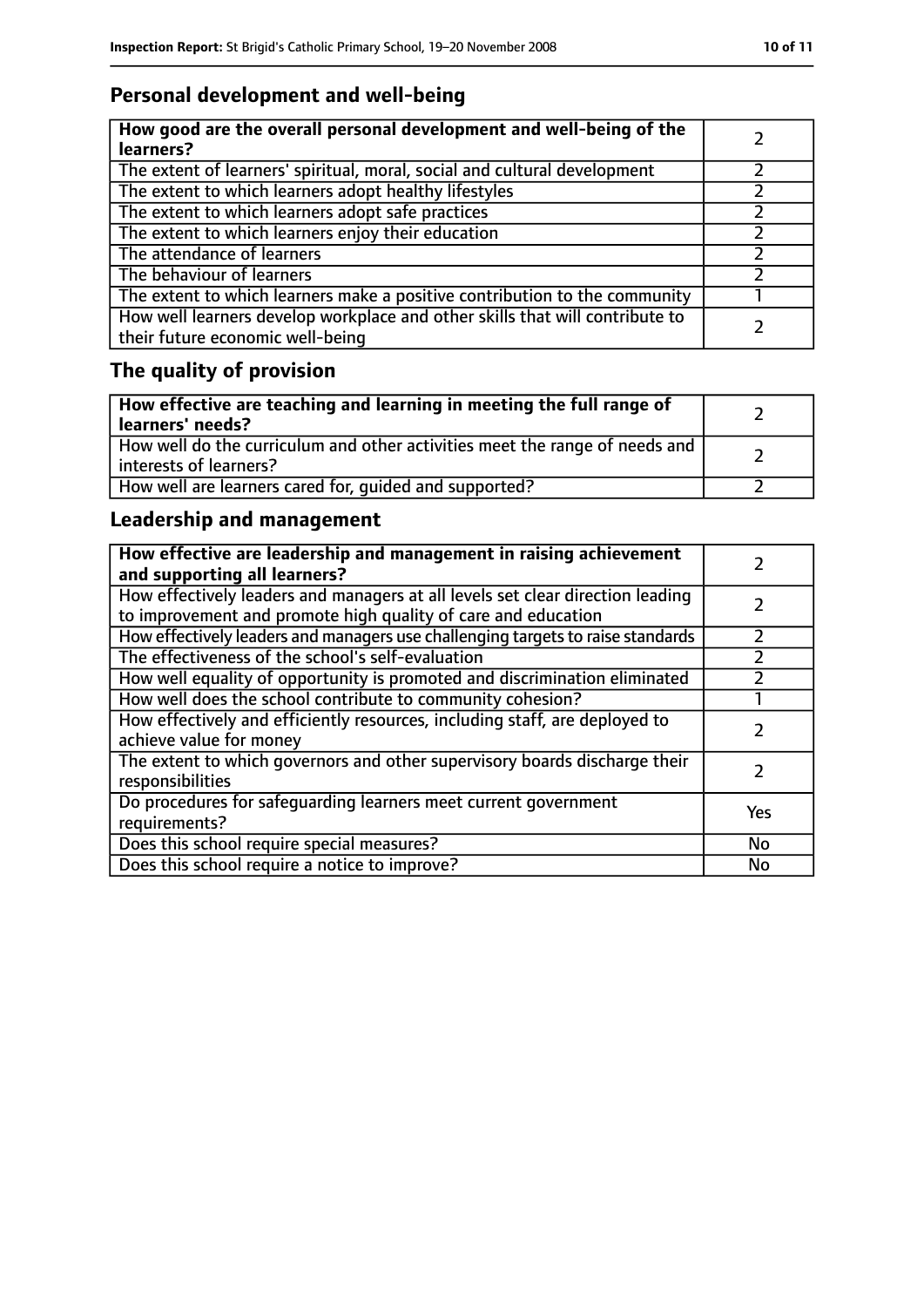## Personal development and well-being

| **How good are the overall personal development and well-being of the learners?** | 2 |
|---|---|
| The extent of learners' spiritual, moral, social and cultural development | 2 |
| The extent to which learners adopt healthy lifestyles | 2 |
| The extent to which learners adopt safe practices | 2 |
| The extent to which learners enjoy their education | 2 |
| The attendance of learners | 2 |
| The behaviour of learners | 2 |
| The extent to which learners make a positive contribution to the community | 1 |
| How well learners develop workplace and other skills that will contribute to their future economic well-being | 2 |

## The quality of provision

| **How effective are teaching and learning in meeting the full range of learners' needs?** | 2 |
|---|---|
| How well do the curriculum and other activities meet the range of needs and interests of learners? | 2 |
| How well are learners cared for, guided and supported? | 2 |

## Leadership and management

| **How effective are leadership and management in raising achievement and supporting all learners?** | 2 |
|---|---|
| How effectively leaders and managers at all levels set clear direction leading to improvement and promote high quality of care and education | 2 |
| How effectively leaders and managers use challenging targets to raise standards | 2 |
| The effectiveness of the school's self-evaluation | 2 |
| How well equality of opportunity is promoted and discrimination eliminated | 2 |
| How well does the school contribute to community cohesion? | 1 |
| How effectively and efficiently resources, including staff, are deployed to achieve value for money | 2 |
| The extent to which governors and other supervisory boards discharge their responsibilities | 2 |
| Do procedures for safeguarding learners meet current government requirements? | Yes |
| Does this school require special measures? | No |
| Does this school require a notice to improve? | No |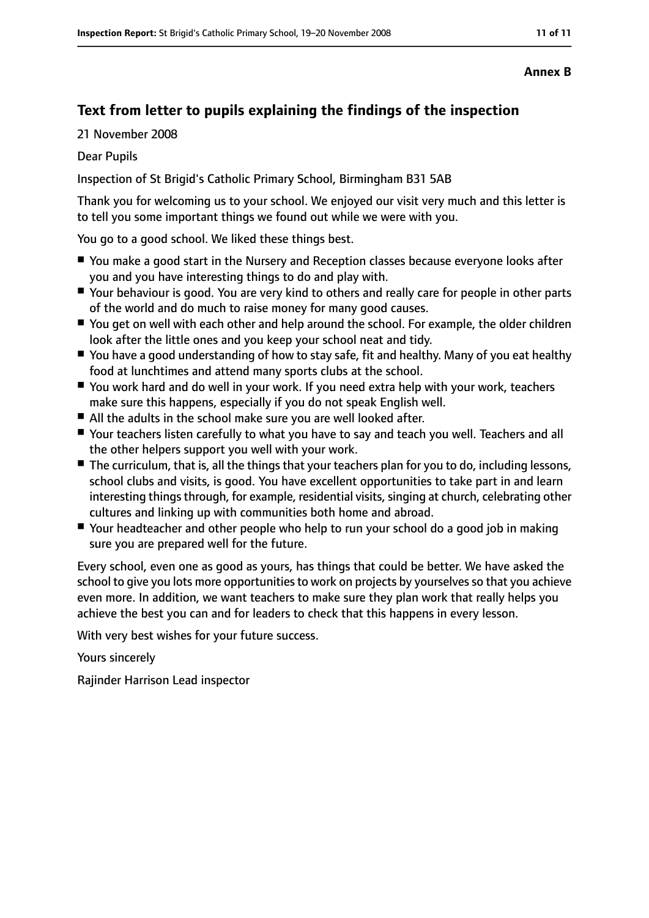**Annex B**

## Text from letter to pupils explaining the findings of the inspection

21 November 2008

Dear Pupils

Inspection of St Brigid's Catholic Primary School, Birmingham B31 5AB

Thank you for welcoming us to your school. We enjoyed our visit very much and this letter is to tell you some important things we found out while we were with you.

You go to a good school. We liked these things best.

- You make a good start in the Nursery and Reception classes because everyone looks after you and you have interesting things to do and play with.
- Your behaviour is good. You are very kind to others and really care for people in other parts of the world and do much to raise money for many good causes.
- You get on well with each other and help around the school. For example, the older children look after the little ones and you keep your school neat and tidy.
- You have a good understanding of how to stay safe, fit and healthy. Many of you eat healthy food at lunchtimes and attend many sports clubs at the school.
- You work hard and do well in your work. If you need extra help with your work, teachers make sure this happens, especially if you do not speak English well.
- All the adults in the school make sure you are well looked after.
- Your teachers listen carefully to what you have to say and teach you well. Teachers and all the other helpers support you well with your work.
- The curriculum, that is, all the things that your teachers plan for you to do, including lessons, school clubs and visits, is good. You have excellent opportunities to take part in and learn interesting things through, for example, residential visits, singing at church, celebrating other cultures and linking up with communities both home and abroad.
- Your headteacher and other people who help to run your school do a good job in making sure you are prepared well for the future.

Every school, even one as good as yours, has things that could be better. We have asked the school to give you lots more opportunities to work on projects by yourselves so that you achieve even more. In addition, we want teachers to make sure they plan work that really helps you achieve the best you can and for leaders to check that this happens in every lesson.

With very best wishes for your future success.

Yours sincerely

Rajinder Harrison Lead inspector